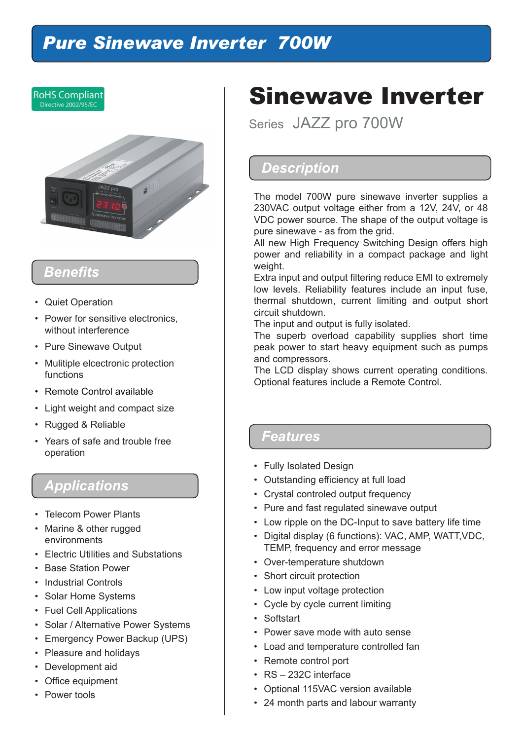# Pure Sinewave Inverter 700W

RoHS Compliant
Directive 2002/95/EC

# Sinewave Inverter

Series JAZZ pro 700W

## Benefits

- Quiet Operation
- Power for sensitive electronics, without interference
- Pure Sinewave Output
- Mulitiple elcectronic protection functions
- Remote Control available
- Light weight and compact size
- Rugged & Reliable
- Years of safe and trouble free operation

## Applications

- Telecom Power Plants
- Marine & other rugged environments
- Electric Utilities and Substations
- Base Station Power
- Industrial Controls
- Solar Home Systems
- Fuel Cell Applications
- Solar / Alternative Power Systems
- Emergency Power Backup (UPS)
- Pleasure and holidays
- Development aid
- Office equipment
- Power tools

## Description

The model 700W pure sinewave inverter supplies a 230VAC output voltage either from a 12V, 24V, or 48 VDC power source. The shape of the output voltage is pure sinewave - as from the grid.
All new High Frequency Switching Design offers high power and reliability in a compact package and light weight.
Extra input and output filtering reduce EMI to extremely low levels. Reliability features include an input fuse, thermal shutdown, current limiting and output short circuit shutdown.
The input and output is fully isolated.
The superb overload capability supplies short time peak power to start heavy equipment such as pumps and compressors.
The LCD display shows current operating conditions. Optional features include a Remote Control.

## Features

- Fully Isolated Design
- Outstanding efficiency at full load
- Crystal controled output frequency
- Pure and fast regulated sinewave output
- Low ripple on the DC-Input to save battery life time
- Digital display (6 functions): VAC, AMP, WATT,VDC, TEMP, frequency and error message
- Over-temperature shutdown
- Short circuit protection
- Low input voltage protection
- Cycle by cycle current limiting
- Softstart
- Power save mode with auto sense
- Load and temperature controlled fan
- Remote control port
- RS – 232C interface
- Optional 115VAC version available
- 24 month parts and labour warranty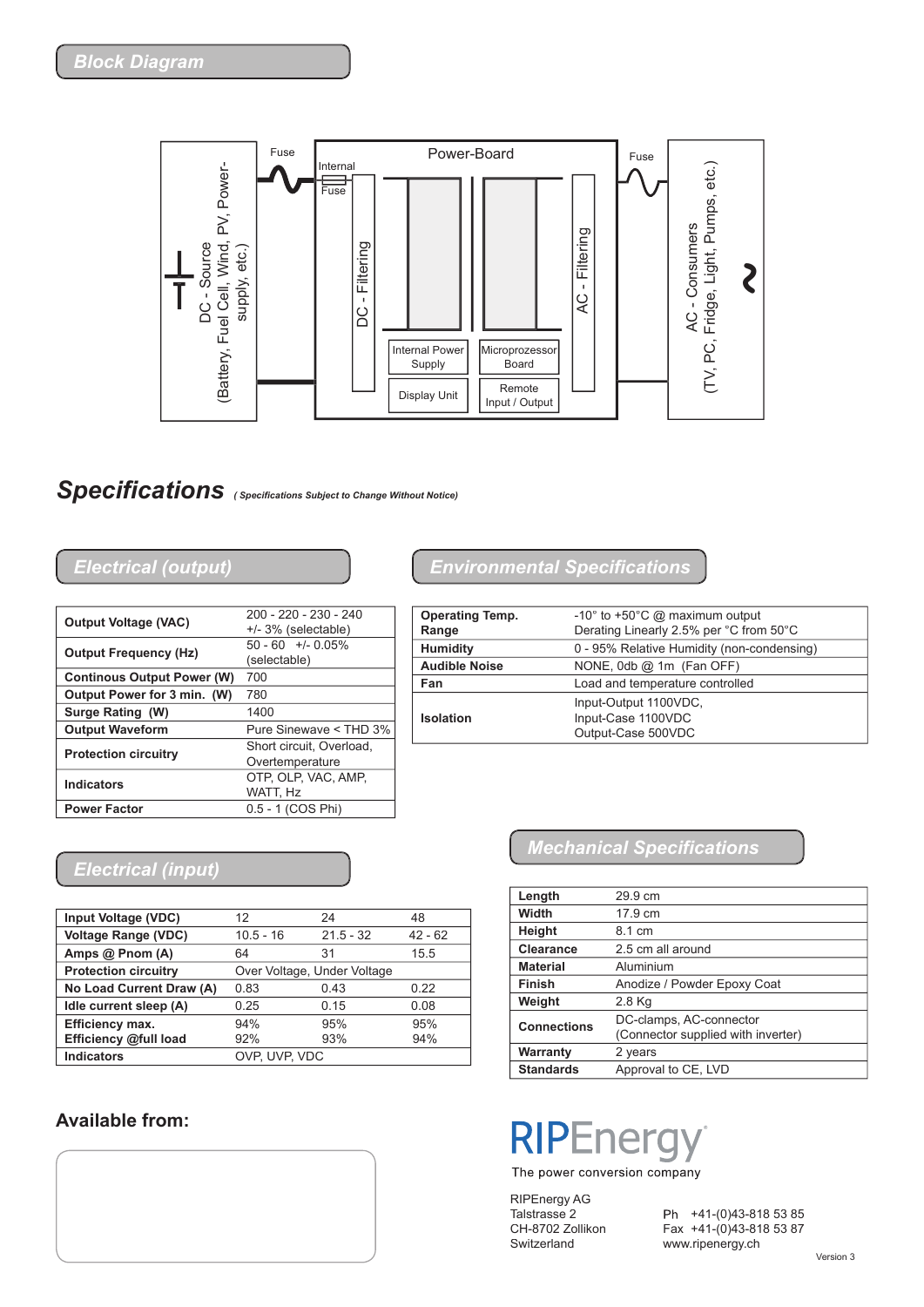## Block Diagram

DC - Source
(Battery, Fuel Cell, Wind, PV, Power-supply, etc.)

Fuse

Power-Board

Internal Fuse

DC - Filtering

Internal Power Supply

Microprozessor Board

Display Unit

Remote Input / Output

AC - Filtering

Fuse

AC - Consumers
(TV, PC, Fridge, Light, Pumps, etc.)

# Specifications *( Specifications Subject to Change Without Notice)*

## Electrical (output)

| | |
|---|---|
| **Output Voltage (VAC)** | 200 - 220 - 230 - 240 +/- 3% (selectable) |
| **Output Frequency (Hz)** | 50 - 60 +/- 0.05% (selectable) |
| **Continous Output Power (W)** | 700 |
| **Output Power for 3 min. (W)** | 780 |
| **Surge Rating (W)** | 1400 |
| **Output Waveform** | Pure Sinewave < THD 3% |
| **Protection circuitry** | Short circuit, Overload, Overtemperature |
| **Indicators** | OTP, OLP, VAC, AMP, WATT, Hz |
| **Power Factor** | 0.5 - 1 (COS Phi) |

## Environmental Specifications

| | |
|---|---|
| **Operating Temp. Range** | -10° to +50°C @ maximum output<br>Derating Linearly 2.5% per °C from 50°C |
| **Humidity** | 0 - 95% Relative Humidity (non-condensing) |
| **Audible Noise** | NONE, 0db @ 1m (Fan OFF) |
| **Fan** | Load and temperature controlled |
| **Isolation** | Input-Output 1100VDC,<br>Input-Case 1100VDC<br>Output-Case 500VDC |

## Electrical (input)

| | | | |
|---|---|---|---|
| **Input Voltage (VDC)** | 12 | 24 | 48 |
| **Voltage Range (VDC)** | 10.5 - 16 | 21.5 - 32 | 42 - 62 |
| **Amps @ Pnom (A)** | 64 | 31 | 15.5 |
| **Protection circuitry** | Over Voltage, Under Voltage | | |
| **No Load Current Draw (A)** | 0.83 | 0.43 | 0.22 |
| **Idle current sleep (A)** | 0.25 | 0.15 | 0.08 |
| **Efficiency max.** | 94% | 95% | 95% |
| **Efficiency @full load** | 92% | 93% | 94% |
| **Indicators** | OVP, UVP, VDC | | |

## Mechanical Specifications

| | |
|---|---|
| **Length** | 29.9 cm |
| **Width** | 17.9 cm |
| **Height** | 8.1 cm |
| **Clearance** | 2.5 cm all around |
| **Material** | Aluminium |
| **Finish** | Anodize / Powder Epoxy Coat |
| **Weight** | 2.8 Kg |
| **Connections** | DC-clamps, AC-connector<br>(Connector supplied with inverter) |
| **Warranty** | 2 years |
| **Standards** | Approval to CE, LVD |

## Available from:

RIPEnergy
The power conversion company

RIPEnergy AG
Talstrasse 2
CH-8702 Zollikon
Switzerland

Ph +41-(0)43-818 53 85
Fax +41-(0)43-818 53 87
www.ripenergy.ch

Version 3